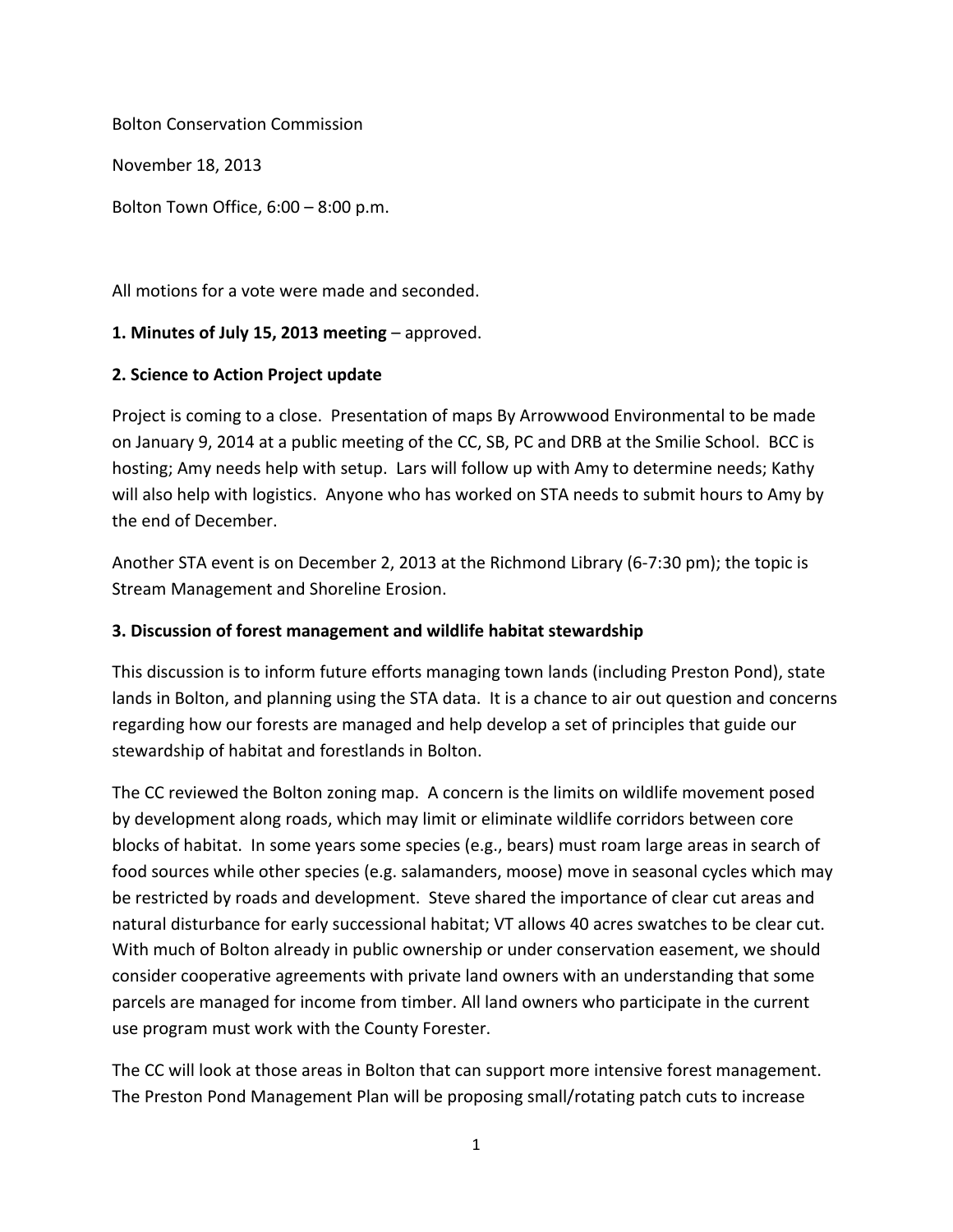Bolton Conservation Commission

November 18, 2013

Bolton Town Office, 6:00 – 8:00 p.m.

All motions for a vote were made and seconded.

**1. Minutes of July 15, 2013 meeting** – approved.

**2. Science to Action Project update**

Project is coming to a close. Presentation of maps By Arrowwood Environmental to be made on January 9, 2014 at a public meeting of the CC, SB, PC and DRB at the Smilie School. BCC is hosting; Amy needs help with setup. Lars will follow up with Amy to determine needs; Kathy will also help with logistics. Anyone who has worked on STA needs to submit hours to Amy by the end of December.

Another STA event is on December 2, 2013 at the Richmond Library (6-7:30 pm); the topic is Stream Management and Shoreline Erosion.

**3. Discussion of forest management and wildlife habitat stewardship**

This discussion is to inform future efforts managing town lands (including Preston Pond), state lands in Bolton, and planning using the STA data. It is a chance to air out question and concerns regarding how our forests are managed and help develop a set of principles that guide our stewardship of habitat and forestlands in Bolton.

The CC reviewed the Bolton zoning map. A concern is the limits on wildlife movement posed by development along roads, which may limit or eliminate wildlife corridors between core blocks of habitat. In some years some species (e.g., bears) must roam large areas in search of food sources while other species (e.g. salamanders, moose) move in seasonal cycles which may be restricted by roads and development. Steve shared the importance of clear cut areas and natural disturbance for early successional habitat; VT allows 40 acres swatches to be clear cut. With much of Bolton already in public ownership or under conservation easement, we should consider cooperative agreements with private land owners with an understanding that some parcels are managed for income from timber. All land owners who participate in the current use program must work with the County Forester.

The CC will look at those areas in Bolton that can support more intensive forest management. The Preston Pond Management Plan will be proposing small/rotating patch cuts to increase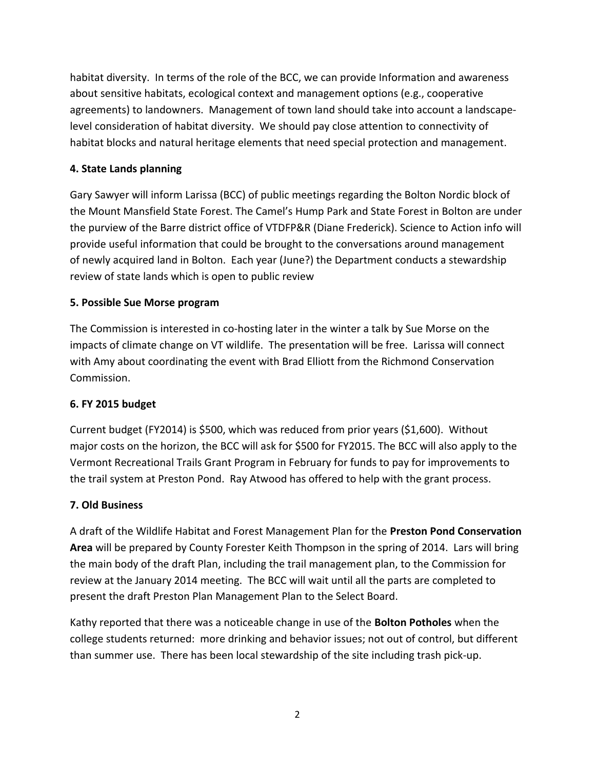habitat diversity. In terms of the role of the BCC, we can provide Information and awareness about sensitive habitats, ecological context and management options (e.g., cooperative agreements) to landowners. Management of town land should take into account a landscape-level consideration of habitat diversity. We should pay close attention to connectivity of habitat blocks and natural heritage elements that need special protection and management.

**4. State Lands planning**

Gary Sawyer will inform Larissa (BCC) of public meetings regarding the Bolton Nordic block of the Mount Mansfield State Forest. The Camel's Hump Park and State Forest in Bolton are under the purview of the Barre district office of VTDFP&R (Diane Frederick). Science to Action info will provide useful information that could be brought to the conversations around management of newly acquired land in Bolton. Each year (June?) the Department conducts a stewardship review of state lands which is open to public review

**5. Possible Sue Morse program**

The Commission is interested in co-hosting later in the winter a talk by Sue Morse on the impacts of climate change on VT wildlife. The presentation will be free. Larissa will connect with Amy about coordinating the event with Brad Elliott from the Richmond Conservation Commission.

**6. FY 2015 budget**

Current budget (FY2014) is $500, which was reduced from prior years ($1,600). Without major costs on the horizon, the BCC will ask for $500 for FY2015. The BCC will also apply to the Vermont Recreational Trails Grant Program in February for funds to pay for improvements to the trail system at Preston Pond. Ray Atwood has offered to help with the grant process.

**7. Old Business**

A draft of the Wildlife Habitat and Forest Management Plan for the **Preston Pond Conservation Area** will be prepared by County Forester Keith Thompson in the spring of 2014. Lars will bring the main body of the draft Plan, including the trail management plan, to the Commission for review at the January 2014 meeting. The BCC will wait until all the parts are completed to present the draft Preston Plan Management Plan to the Select Board.

Kathy reported that there was a noticeable change in use of the **Bolton Potholes** when the college students returned: more drinking and behavior issues; not out of control, but different than summer use. There has been local stewardship of the site including trash pick-up.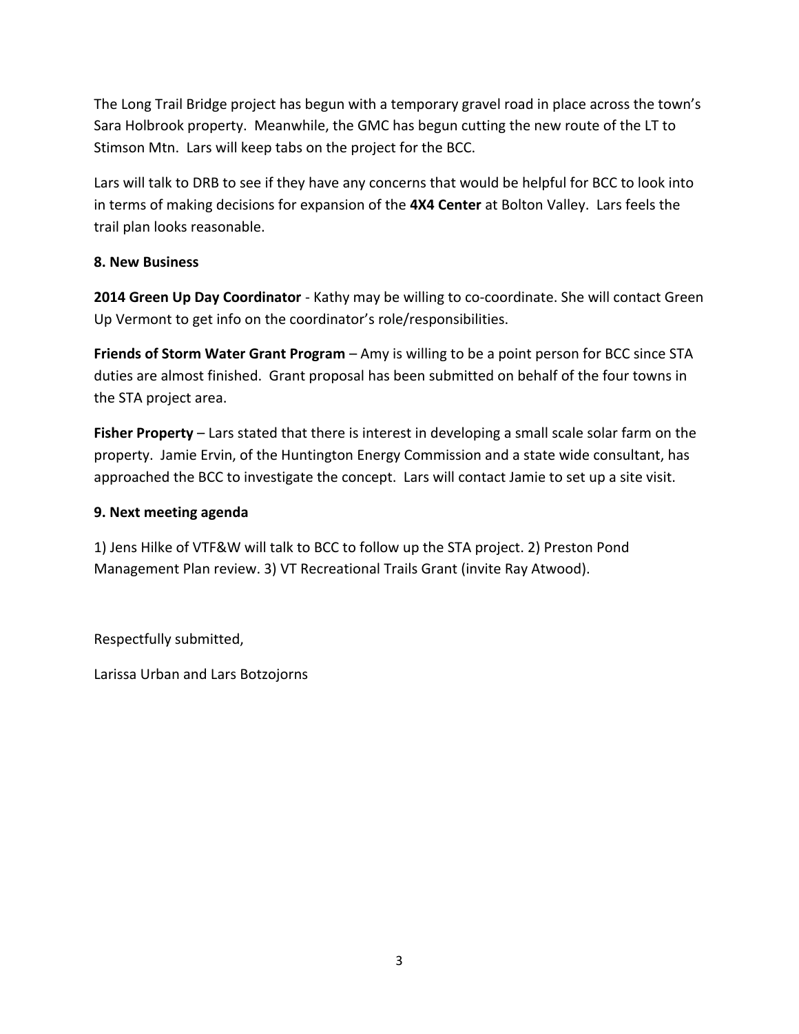The Long Trail Bridge project has begun with a temporary gravel road in place across the town's Sara Holbrook property. Meanwhile, the GMC has begun cutting the new route of the LT to Stimson Mtn. Lars will keep tabs on the project for the BCC.

Lars will talk to DRB to see if they have any concerns that would be helpful for BCC to look into in terms of making decisions for expansion of the **4X4 Center** at Bolton Valley. Lars feels the trail plan looks reasonable.

**8. New Business**

**2014 Green Up Day Coordinator** - Kathy may be willing to co-coordinate. She will contact Green Up Vermont to get info on the coordinator's role/responsibilities.

**Friends of Storm Water Grant Program** – Amy is willing to be a point person for BCC since STA duties are almost finished. Grant proposal has been submitted on behalf of the four towns in the STA project area.

**Fisher Property** – Lars stated that there is interest in developing a small scale solar farm on the property. Jamie Ervin, of the Huntington Energy Commission and a state wide consultant, has approached the BCC to investigate the concept. Lars will contact Jamie to set up a site visit.

**9. Next meeting agenda**

1) Jens Hilke of VTF&W will talk to BCC to follow up the STA project. 2) Preston Pond Management Plan review. 3) VT Recreational Trails Grant (invite Ray Atwood).

Respectfully submitted,

Larissa Urban and Lars Botzojorns